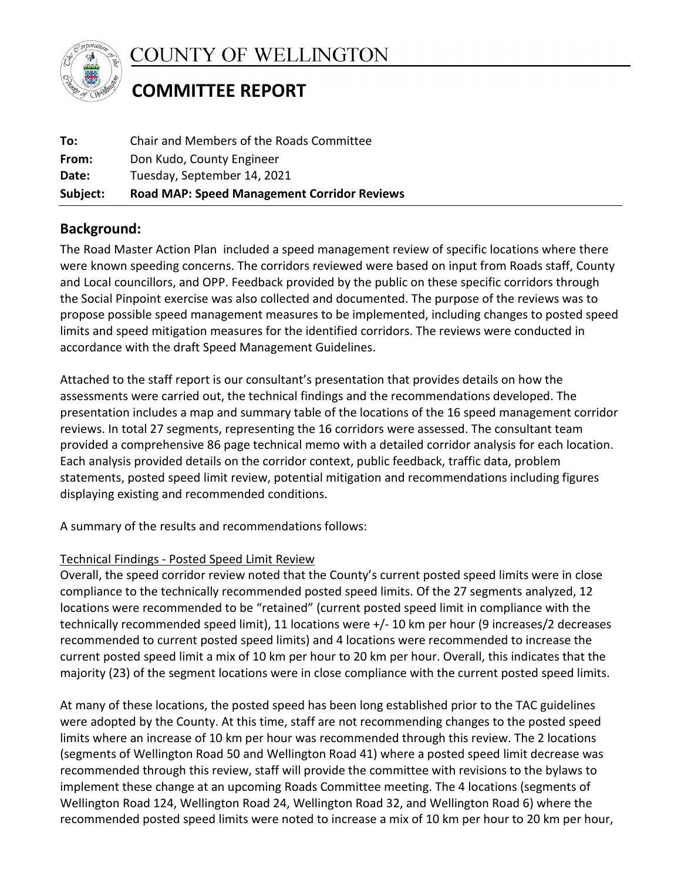# COUNTY OF WELLINGTON

## COMMITTEE REPORT

| | |
|---|---|
| **To:** | Chair and Members of the Roads Committee |
| **From:** | Don Kudo, County Engineer |
| **Date:** | Tuesday, September 14, 2021 |
| **Subject:** | **Road MAP: Speed Management Corridor Reviews** |

## Background:

The Road Master Action Plan included a speed management review of specific locations where there were known speeding concerns. The corridors reviewed were based on input from Roads staff, County and Local councillors, and OPP. Feedback provided by the public on these specific corridors through the Social Pinpoint exercise was also collected and documented. The purpose of the reviews was to propose possible speed management measures to be implemented, including changes to posted speed limits and speed mitigation measures for the identified corridors. The reviews were conducted in accordance with the draft Speed Management Guidelines.

Attached to the staff report is our consultant's presentation that provides details on how the assessments were carried out, the technical findings and the recommendations developed. The presentation includes a map and summary table of the locations of the 16 speed management corridor reviews. In total 27 segments, representing the 16 corridors were assessed. The consultant team provided a comprehensive 86 page technical memo with a detailed corridor analysis for each location. Each analysis provided details on the corridor context, public feedback, traffic data, problem statements, posted speed limit review, potential mitigation and recommendations including figures displaying existing and recommended conditions.

A summary of the results and recommendations follows:

<u>Technical Findings - Posted Speed Limit Review</u>

Overall, the speed corridor review noted that the County's current posted speed limits were in close compliance to the technically recommended posted speed limits. Of the 27 segments analyzed, 12 locations were recommended to be "retained" (current posted speed limit in compliance with the technically recommended speed limit), 11 locations were +/- 10 km per hour (9 increases/2 decreases recommended to current posted speed limits) and 4 locations were recommended to increase the current posted speed limit a mix of 10 km per hour to 20 km per hour. Overall, this indicates that the majority (23) of the segment locations were in close compliance with the current posted speed limits.

At many of these locations, the posted speed has been long established prior to the TAC guidelines were adopted by the County. At this time, staff are not recommending changes to the posted speed limits where an increase of 10 km per hour was recommended through this review. The 2 locations (segments of Wellington Road 50 and Wellington Road 41) where a posted speed limit decrease was recommended through this review, staff will provide the committee with revisions to the bylaws to implement these change at an upcoming Roads Committee meeting. The 4 locations (segments of Wellington Road 124, Wellington Road 24, Wellington Road 32, and Wellington Road 6) where the recommended posted speed limits were noted to increase a mix of 10 km per hour to 20 km per hour,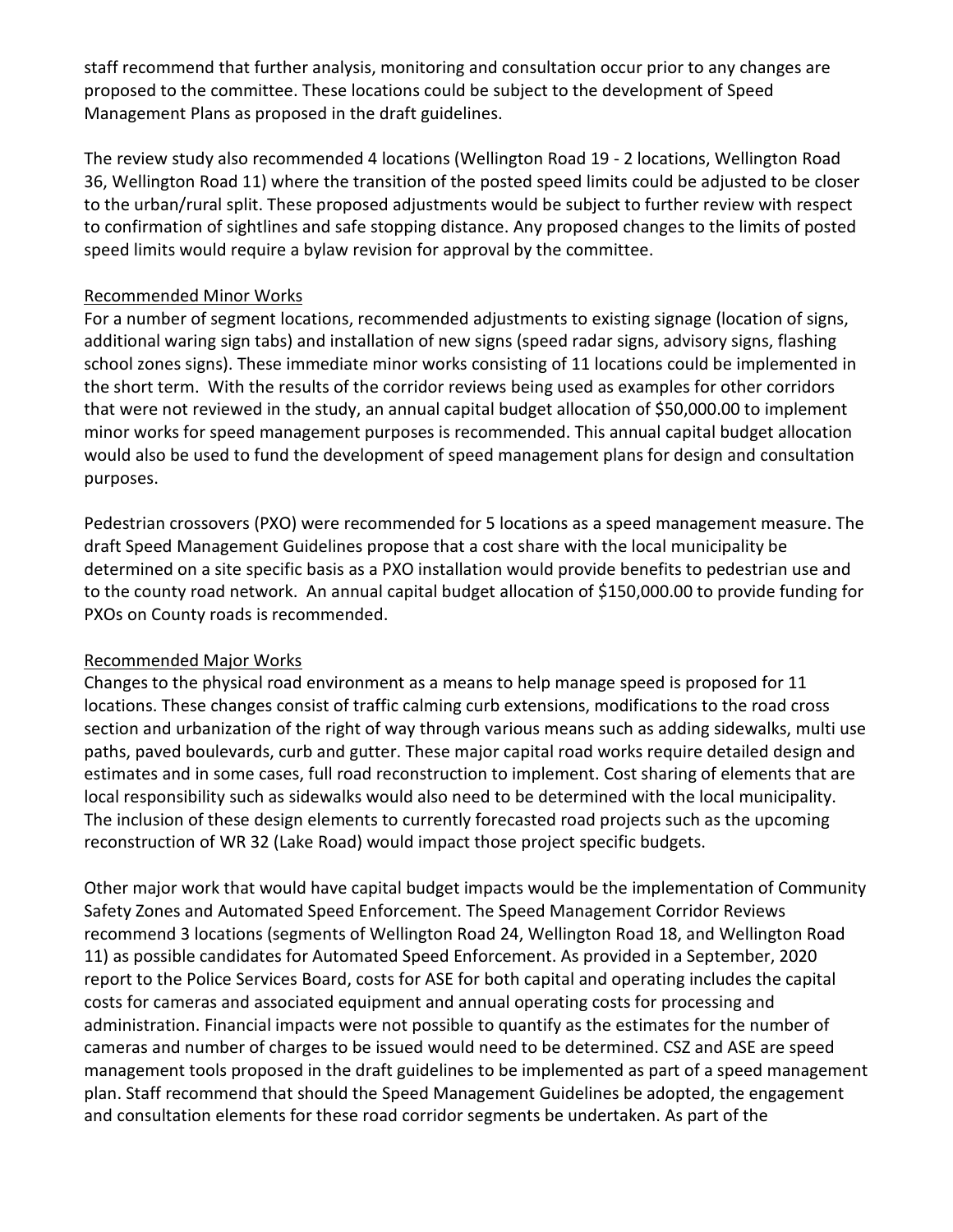staff recommend that further analysis, monitoring and consultation occur prior to any changes are proposed to the committee. These locations could be subject to the development of Speed Management Plans as proposed in the draft guidelines.

The review study also recommended 4 locations (Wellington Road 19 - 2 locations, Wellington Road 36, Wellington Road 11) where the transition of the posted speed limits could be adjusted to be closer to the urban/rural split. These proposed adjustments would be subject to further review with respect to confirmation of sightlines and safe stopping distance. Any proposed changes to the limits of posted speed limits would require a bylaw revision for approval by the committee.

Recommended Minor Works

For a number of segment locations, recommended adjustments to existing signage (location of signs, additional waring sign tabs) and installation of new signs (speed radar signs, advisory signs, flashing school zones signs). These immediate minor works consisting of 11 locations could be implemented in the short term. With the results of the corridor reviews being used as examples for other corridors that were not reviewed in the study, an annual capital budget allocation of $50,000.00 to implement minor works for speed management purposes is recommended. This annual capital budget allocation would also be used to fund the development of speed management plans for design and consultation purposes.

Pedestrian crossovers (PXO) were recommended for 5 locations as a speed management measure. The draft Speed Management Guidelines propose that a cost share with the local municipality be determined on a site specific basis as a PXO installation would provide benefits to pedestrian use and to the county road network. An annual capital budget allocation of $150,000.00 to provide funding for PXOs on County roads is recommended.

Recommended Major Works

Changes to the physical road environment as a means to help manage speed is proposed for 11 locations. These changes consist of traffic calming curb extensions, modifications to the road cross section and urbanization of the right of way through various means such as adding sidewalks, multi use paths, paved boulevards, curb and gutter. These major capital road works require detailed design and estimates and in some cases, full road reconstruction to implement. Cost sharing of elements that are local responsibility such as sidewalks would also need to be determined with the local municipality. The inclusion of these design elements to currently forecasted road projects such as the upcoming reconstruction of WR 32 (Lake Road) would impact those project specific budgets.

Other major work that would have capital budget impacts would be the implementation of Community Safety Zones and Automated Speed Enforcement. The Speed Management Corridor Reviews recommend 3 locations (segments of Wellington Road 24, Wellington Road 18, and Wellington Road 11) as possible candidates for Automated Speed Enforcement. As provided in a September, 2020 report to the Police Services Board, costs for ASE for both capital and operating includes the capital costs for cameras and associated equipment and annual operating costs for processing and administration. Financial impacts were not possible to quantify as the estimates for the number of cameras and number of charges to be issued would need to be determined. CSZ and ASE are speed management tools proposed in the draft guidelines to be implemented as part of a speed management plan. Staff recommend that should the Speed Management Guidelines be adopted, the engagement and consultation elements for these road corridor segments be undertaken. As part of the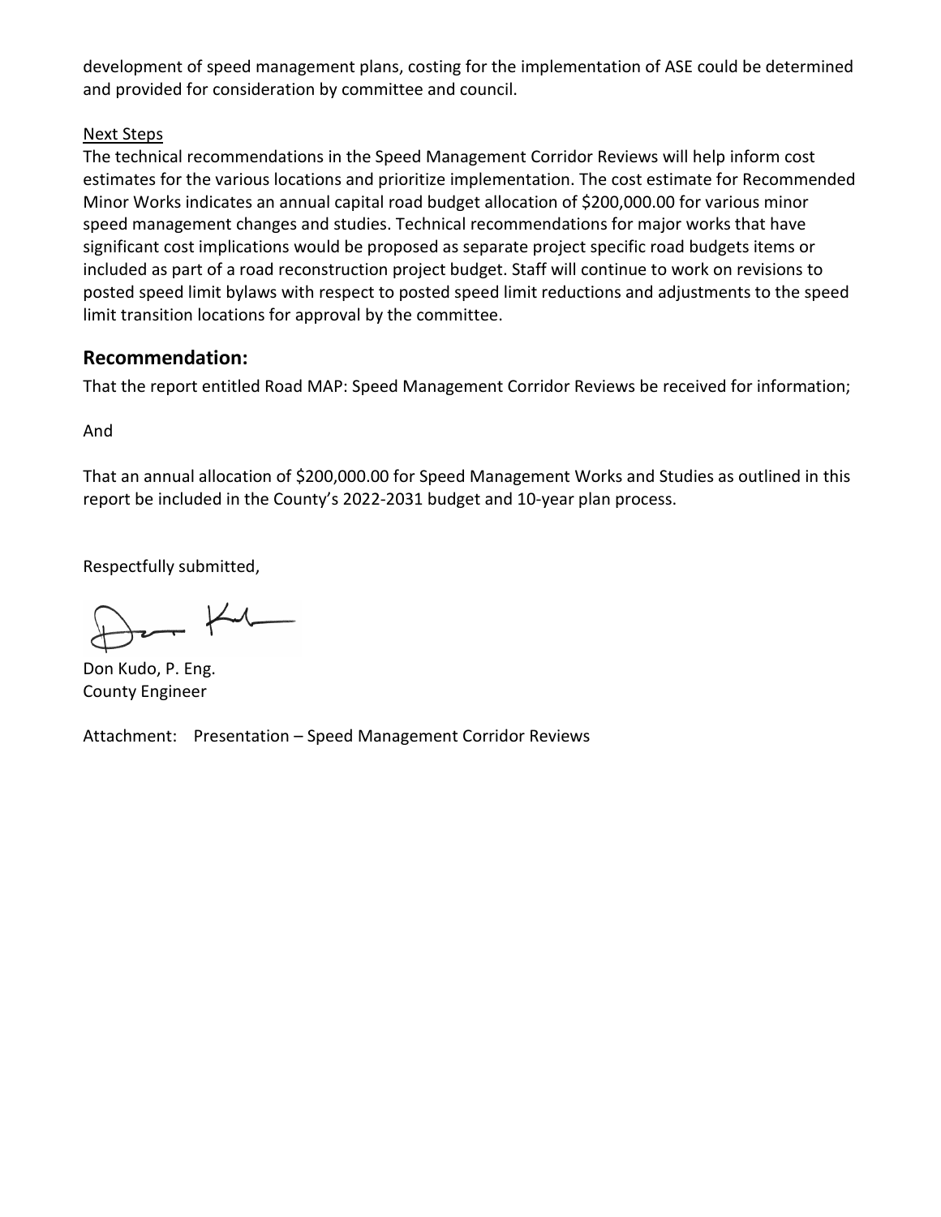development of speed management plans, costing for the implementation of ASE could be determined and provided for consideration by committee and council.

Next Steps

The technical recommendations in the Speed Management Corridor Reviews will help inform cost estimates for the various locations and prioritize implementation. The cost estimate for Recommended Minor Works indicates an annual capital road budget allocation of $200,000.00 for various minor speed management changes and studies. Technical recommendations for major works that have significant cost implications would be proposed as separate project specific road budgets items or included as part of a road reconstruction project budget. Staff will continue to work on revisions to posted speed limit bylaws with respect to posted speed limit reductions and adjustments to the speed limit transition locations for approval by the committee.

## Recommendation:

That the report entitled Road MAP: Speed Management Corridor Reviews be received for information;

And

That an annual allocation of $200,000.00 for Speed Management Works and Studies as outlined in this report be included in the County's 2022-2031 budget and 10-year plan process.

Respectfully submitted,

Don Kudo, P. Eng.
County Engineer

Attachment: Presentation – Speed Management Corridor Reviews